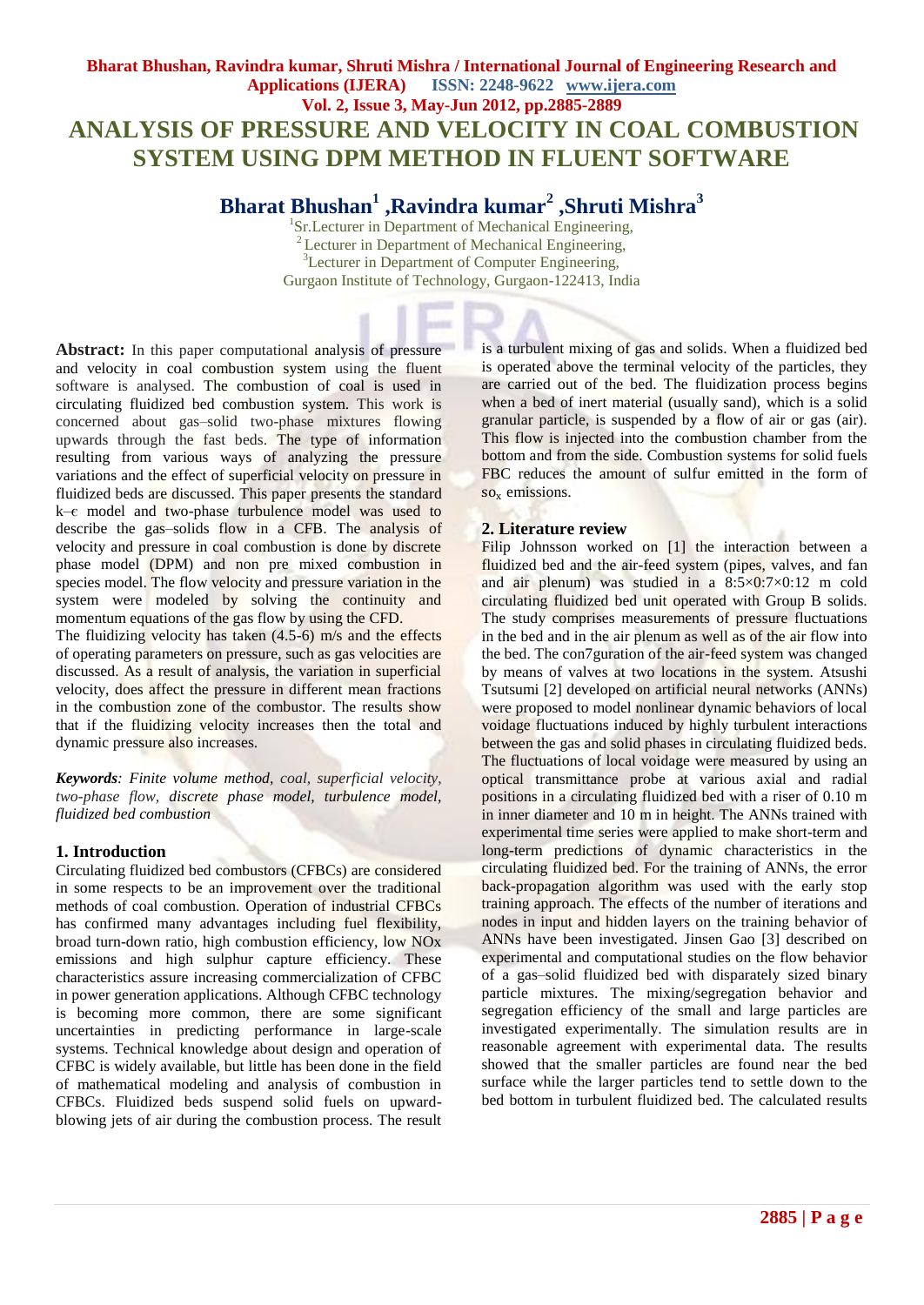# ANALYSIS OF PRESSURE AND VELOCITY IN COAL COMBUSTION SYSTEM USING DPM METHOD IN FLUENT SOFTWARE

**Bharat Bhushan[1], Ravindra kumar[2], Shruti Mishra[3]**

[1]Sr.Lecturer in Department of Mechanical Engineering,
[2]Lecturer in Department of Mechanical Engineering,
[3]Lecturer in Department of Computer Engineering,
Gurgaon Institute of Technology, Gurgaon-122413, India

**Abstract:** In this paper computational analysis of pressure and velocity in coal combustion system using the fluent software is analysed. The combustion of coal is used in circulating fluidized bed combustion system. This work is concerned about gas–solid two-phase mixtures flowing upwards through the fast beds. The type of information resulting from various ways of analyzing the pressure variations and the effect of superficial velocity on pressure in fluidized beds are discussed. This paper presents the standard k–$\epsilon$ model and two-phase turbulence model was used to describe the gas–solids flow in a CFB. The analysis of velocity and pressure in coal combustion is done by discrete phase model (DPM) and non pre mixed combustion in species model. The flow velocity and pressure variation in the system were modeled by solving the continuity and momentum equations of the gas flow by using the CFD.

The fluidizing velocity has taken (4.5-6) m/s and the effects of operating parameters on pressure, such as gas velocities are discussed. As a result of analysis, the variation in superficial velocity, does affect the pressure in different mean fractions in the combustion zone of the combustor. The results show that if the fluidizing velocity increases then the total and dynamic pressure also increases.

***Keywords**: Finite volume method, coal, superficial velocity, two-phase flow, discrete phase model, turbulence model, fluidized bed combustion*

## 1. Introduction

Circulating fluidized bed combustors (CFBCs) are considered in some respects to be an improvement over the traditional methods of coal combustion. Operation of industrial CFBCs has confirmed many advantages including fuel flexibility, broad turn-down ratio, high combustion efficiency, low NOx emissions and high sulphur capture efficiency. These characteristics assure increasing commercialization of CFBC in power generation applications. Although CFBC technology is becoming more common, there are some significant uncertainties in predicting performance in large-scale systems. Technical knowledge about design and operation of CFBC is widely available, but little has been done in the field of mathematical modeling and analysis of combustion in CFBCs. Fluidized beds suspend solid fuels on upward-blowing jets of air during the combustion process. The result is a turbulent mixing of gas and solids. When a fluidized bed is operated above the terminal velocity of the particles, they are carried out of the bed. The fluidization process begins when a bed of inert material (usually sand), which is a solid granular particle, is suspended by a flow of air or gas (air). This flow is injected into the combustion chamber from the bottom and from the side. Combustion systems for solid fuels FBC reduces the amount of sulfur emitted in the form of $so_x$ emissions.

## 2. Literature review

Filip Johnsson worked on [1] the interaction between a fluidized bed and the air-feed system (pipes, valves, and fan and air plenum) was studied in a 8:5×0:7×0:12 m cold circulating fluidized bed unit operated with Group B solids. The study comprises measurements of pressure fluctuations in the bed and in the air plenum as well as of the air flow into the bed. The con7guration of the air-feed system was changed by means of valves at two locations in the system. Atsushi Tsutsumi [2] developed on artificial neural networks (ANNs) were proposed to model nonlinear dynamic behaviors of local voidage fluctuations induced by highly turbulent interactions between the gas and solid phases in circulating fluidized beds. The fluctuations of local voidage were measured by using an optical transmittance probe at various axial and radial positions in a circulating fluidized bed with a riser of 0.10 m in inner diameter and 10 m in height. The ANNs trained with experimental time series were applied to make short-term and long-term predictions of dynamic characteristics in the circulating fluidized bed. For the training of ANNs, the error back-propagation algorithm was used with the early stop training approach. The effects of the number of iterations and nodes in input and hidden layers on the training behavior of ANNs have been investigated. Jinsen Gao [3] described on experimental and computational studies on the flow behavior of a gas–solid fluidized bed with disparately sized binary particle mixtures. The mixing/segregation behavior and segregation efficiency of the small and large particles are investigated experimentally. The simulation results are in reasonable agreement with experimental data. The results showed that the smaller particles are found near the bed surface while the larger particles tend to settle down to the bed bottom in turbulent fluidized bed. The calculated results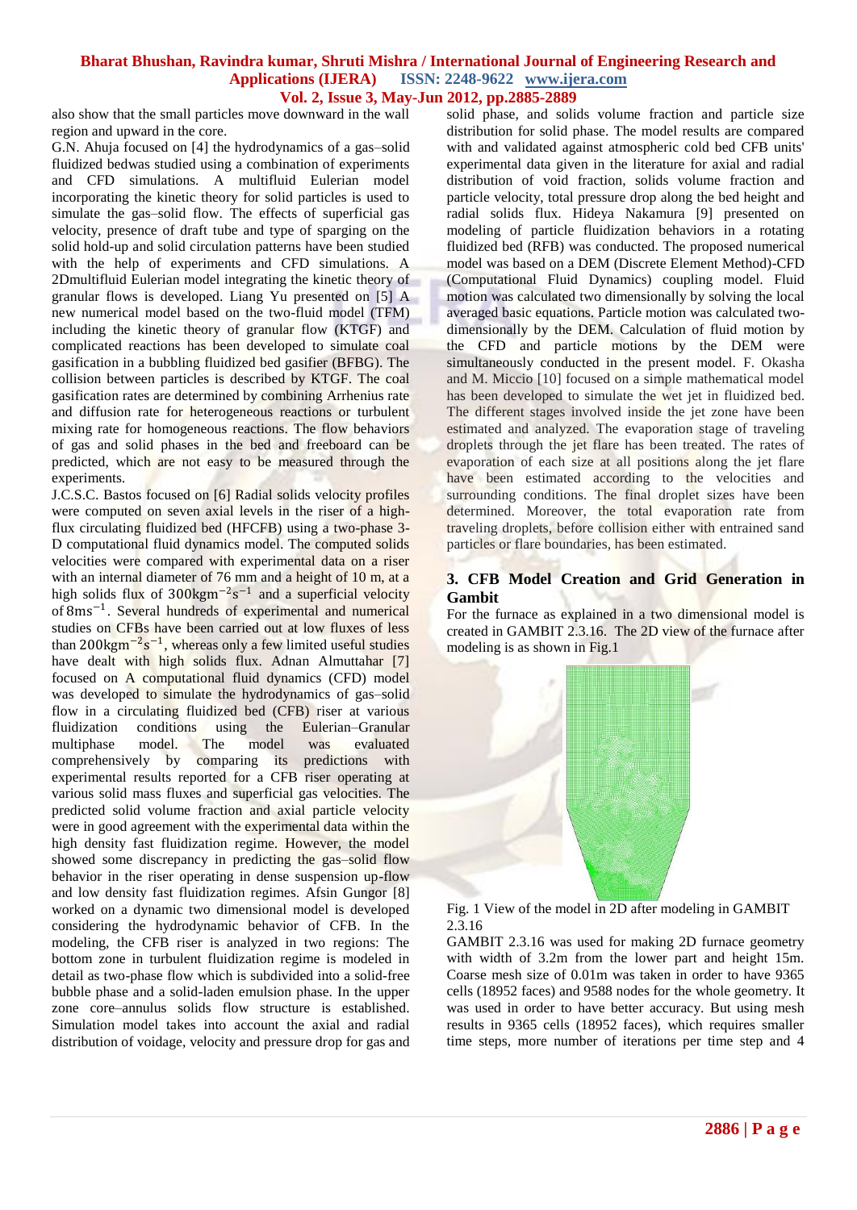also show that the small particles move downward in the wall region and upward in the core.

G.N. Ahuja focused on [4] the hydrodynamics of a gas–solid fluidized bedwas studied using a combination of experiments and CFD simulations. A multifluid Eulerian model incorporating the kinetic theory for solid particles is used to simulate the gas–solid flow. The effects of superficial gas velocity, presence of draft tube and type of sparging on the solid hold-up and solid circulation patterns have been studied with the help of experiments and CFD simulations. A 2Dmultifluid Eulerian model integrating the kinetic theory of granular flows is developed. Liang Yu presented on [5] A new numerical model based on the two-fluid model (TFM) including the kinetic theory of granular flow (KTGF) and complicated reactions has been developed to simulate coal gasification in a bubbling fluidized bed gasifier (BFBG). The collision between particles is described by KTGF. The coal gasification rates are determined by combining Arrhenius rate and diffusion rate for heterogeneous reactions or turbulent mixing rate for homogeneous reactions. The flow behaviors of gas and solid phases in the bed and freeboard can be predicted, which are not easy to be measured through the experiments.

J.C.S.C. Bastos focused on [6] Radial solids velocity profiles were computed on seven axial levels in the riser of a high-flux circulating fluidized bed (HFCFB) using a two-phase 3-D computational fluid dynamics model. The computed solids velocities were compared with experimental data on a riser with an internal diameter of 76 mm and a height of 10 m, at a high solids flux of $300\text{kgm}^{-2}\text{s}^{-1}$ and a superficial velocity of $8\text{ms}^{-1}$. Several hundreds of experimental and numerical studies on CFBs have been carried out at low fluxes of less than $200\text{kgm}^{-2}\text{s}^{-1}$, whereas only a few limited useful studies have dealt with high solids flux. Adnan Almuttahar [7] focused on A computational fluid dynamics (CFD) model was developed to simulate the hydrodynamics of gas–solid flow in a circulating fluidized bed (CFB) riser at various fluidization conditions using the Eulerian–Granular multiphase model. The model was evaluated comprehensively by comparing its predictions with experimental results reported for a CFB riser operating at various solid mass fluxes and superficial gas velocities. The predicted solid volume fraction and axial particle velocity were in good agreement with the experimental data within the high density fast fluidization regime. However, the model showed some discrepancy in predicting the gas–solid flow behavior in the riser operating in dense suspension up-flow and low density fast fluidization regimes. Afsin Gungor [8] worked on a dynamic two dimensional model is developed considering the hydrodynamic behavior of CFB. In the modeling, the CFB riser is analyzed in two regions: The bottom zone in turbulent fluidization regime is modeled in detail as two-phase flow which is subdivided into a solid-free bubble phase and a solid-laden emulsion phase. In the upper zone core–annulus solids flow structure is established. Simulation model takes into account the axial and radial distribution of voidage, velocity and pressure drop for gas and solid phase, and solids volume fraction and particle size distribution for solid phase. The model results are compared with and validated against atmospheric cold bed CFB units' experimental data given in the literature for axial and radial distribution of void fraction, solids volume fraction and particle velocity, total pressure drop along the bed height and radial solids flux. Hideya Nakamura [9] presented on modeling of particle fluidization behaviors in a rotating fluidized bed (RFB) was conducted. The proposed numerical model was based on a DEM (Discrete Element Method)-CFD (Computational Fluid Dynamics) coupling model. Fluid motion was calculated two dimensionally by solving the local averaged basic equations. Particle motion was calculated two-dimensionally by the DEM. Calculation of fluid motion by the CFD and particle motions by the DEM were simultaneously conducted in the present model. F. Okasha and M. Miccio [10] focused on a simple mathematical model has been developed to simulate the wet jet in fluidized bed. The different stages involved inside the jet zone have been estimated and analyzed. The evaporation stage of traveling droplets through the jet flare has been treated. The rates of evaporation of each size at all positions along the jet flare have been estimated according to the velocities and surrounding conditions. The final droplet sizes have been determined. Moreover, the total evaporation rate from traveling droplets, before collision either with entrained sand particles or flare boundaries, has been estimated.

## 3. CFB Model Creation and Grid Generation in Gambit

For the furnace as explained in a two dimensional model is created in GAMBIT 2.3.16. The 2D view of the furnace after modeling is as shown in Fig.1

Fig. 1 View of the model in 2D after modeling in GAMBIT 2.3.16

GAMBIT 2.3.16 was used for making 2D furnace geometry with width of 3.2m from the lower part and height 15m. Coarse mesh size of 0.01m was taken in order to have 9365 cells (18952 faces) and 9588 nodes for the whole geometry. It was used in order to have better accuracy. But using mesh results in 9365 cells (18952 faces), which requires smaller time steps, more number of iterations per time step and 4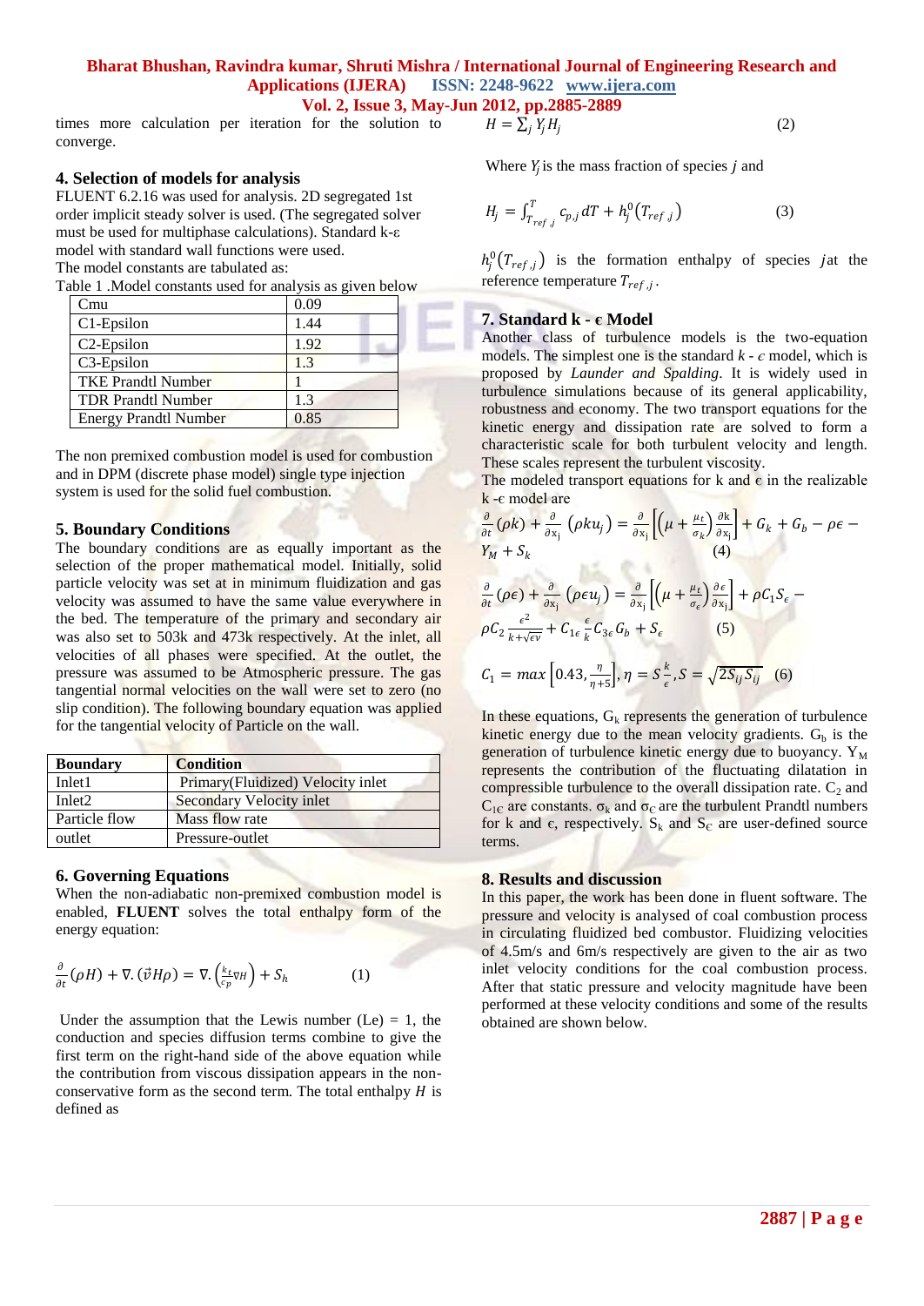times more calculation per iteration for the solution to converge.

## 4. Selection of models for analysis

FLUENT 6.2.16 was used for analysis. 2D segregated 1st order implicit steady solver is used. (The segregated solver must be used for multiphase calculations). Standard k-ε model with standard wall functions were used.
The model constants are tabulated as:

Table 1 .Model constants used for analysis as given below

| Cmu | 0.09 |
|---|---|
| C1-Epsilon | 1.44 |
| C2-Epsilon | 1.92 |
| C3-Epsilon | 1.3 |
| TKE Prandtl Number | 1 |
| TDR Prandtl Number | 1.3 |
| Energy Prandtl Number | 0.85 |

The non premixed combustion model is used for combustion and in DPM (discrete phase model) single type injection system is used for the solid fuel combustion.

## 5. Boundary Conditions

The boundary conditions are as equally important as the selection of the proper mathematical model. Initially, solid particle velocity was set at in minimum fluidization and gas velocity was assumed to have the same value everywhere in the bed. The temperature of the primary and secondary air was also set to 503k and 473k respectively. At the inlet, all velocities of all phases were specified. At the outlet, the pressure was assumed to be Atmospheric pressure. The gas tangential normal velocities on the wall were set to zero (no slip condition). The following boundary equation was applied for the tangential velocity of Particle on the wall.

| **Boundary** | **Condition** |
|---|---|
| Inlet1 | Primary(Fluidized) Velocity inlet |
| Inlet2 | Secondary Velocity inlet |
| Particle flow | Mass flow rate |
| outlet | Pressure-outlet |

## 6. Governing Equations

When the non-adiabatic non-premixed combustion model is enabled, **FLUENT** solves the total enthalpy form of the energy equation:

$$\frac{\partial}{\partial t}(\rho H) + \nabla.(\vec{v}H\rho) = \nabla.\left(\frac{k_t}{c_p}\nabla H\right) + S_h \qquad (1)$$

Under the assumption that the Lewis number (Le) = 1, the conduction and species diffusion terms combine to give the first term on the right-hand side of the above equation while the contribution from viscous dissipation appears in the non-conservative form as the second term. The total enthalpy $H$ is defined as

$$H = \sum_j Y_j H_j \qquad (2)$$

Where $Y_j$ is the mass fraction of species $j$ and

$$H_j = \int_{T_{ref,j}}^{T} c_{p,j}\, dT + h_j^0(T_{ref,j}) \qquad (3)$$

$h_j^0(T_{ref,j})$ is the formation enthalpy of species $j$ at the reference temperature $T_{ref,j}$.

## 7. Standard k - ϵ Model

Another class of turbulence models is the two-equation models. The simplest one is the standard $k$ - $\epsilon$ model, which is proposed by *Launder and Spalding*. It is widely used in turbulence simulations because of its general applicability, robustness and economy. The two transport equations for the kinetic energy and dissipation rate are solved to form a characteristic scale for both turbulent velocity and length. These scales represent the turbulent viscosity.
The modeled transport equations for k and ϵ in the realizable k -ϵ model are

$$\frac{\partial}{\partial t}(\rho k) + \frac{\partial}{\partial x_j}(\rho k u_j) = \frac{\partial}{\partial x_j}\left[\left(\mu + \frac{\mu_t}{\sigma_k}\right)\frac{\partial k}{\partial x_j}\right] + G_k + G_b - \rho\epsilon - Y_M + S_k \qquad (4)$$

$$\frac{\partial}{\partial t}(\rho \epsilon) + \frac{\partial}{\partial x_j}(\rho \epsilon u_j) = \frac{\partial}{\partial x_j}\left[\left(\mu + \frac{\mu_t}{\sigma_\epsilon}\right)\frac{\partial \epsilon}{\partial x_j}\right] + \rho C_1 S_\epsilon - \rho C_2 \frac{\epsilon^2}{k+\sqrt{\epsilon v}} + C_{1\epsilon}\frac{\epsilon}{k}C_{3\epsilon}G_b + S_\epsilon \qquad (5)$$

$$C_1 = max\left[0.43, \frac{\eta}{\eta+5}\right], \eta = S\frac{k}{\epsilon}, S = \sqrt{2S_{ij}S_{ij}} \qquad (6)$$

In these equations, $G_k$ represents the generation of turbulence kinetic energy due to the mean velocity gradients. $G_b$ is the generation of turbulence kinetic energy due to buoyancy. $Y_M$ represents the contribution of the fluctuating dilatation in compressible turbulence to the overall dissipation rate. $C_2$ and $C_{1C}$ are constants. $\sigma_k$ and $\sigma_C$ are the turbulent Prandtl numbers for k and ϵ, respectively. $S_k$ and $S_C$ are user-defined source terms.

## 8. Results and discussion

In this paper, the work has been done in fluent software. The pressure and velocity is analysed of coal combustion process in circulating fluidized bed combustor. Fluidizing velocities of 4.5m/s and 6m/s respectively are given to the air as two inlet velocity conditions for the coal combustion process. After that static pressure and velocity magnitude have been performed at these velocity conditions and some of the results obtained are shown below.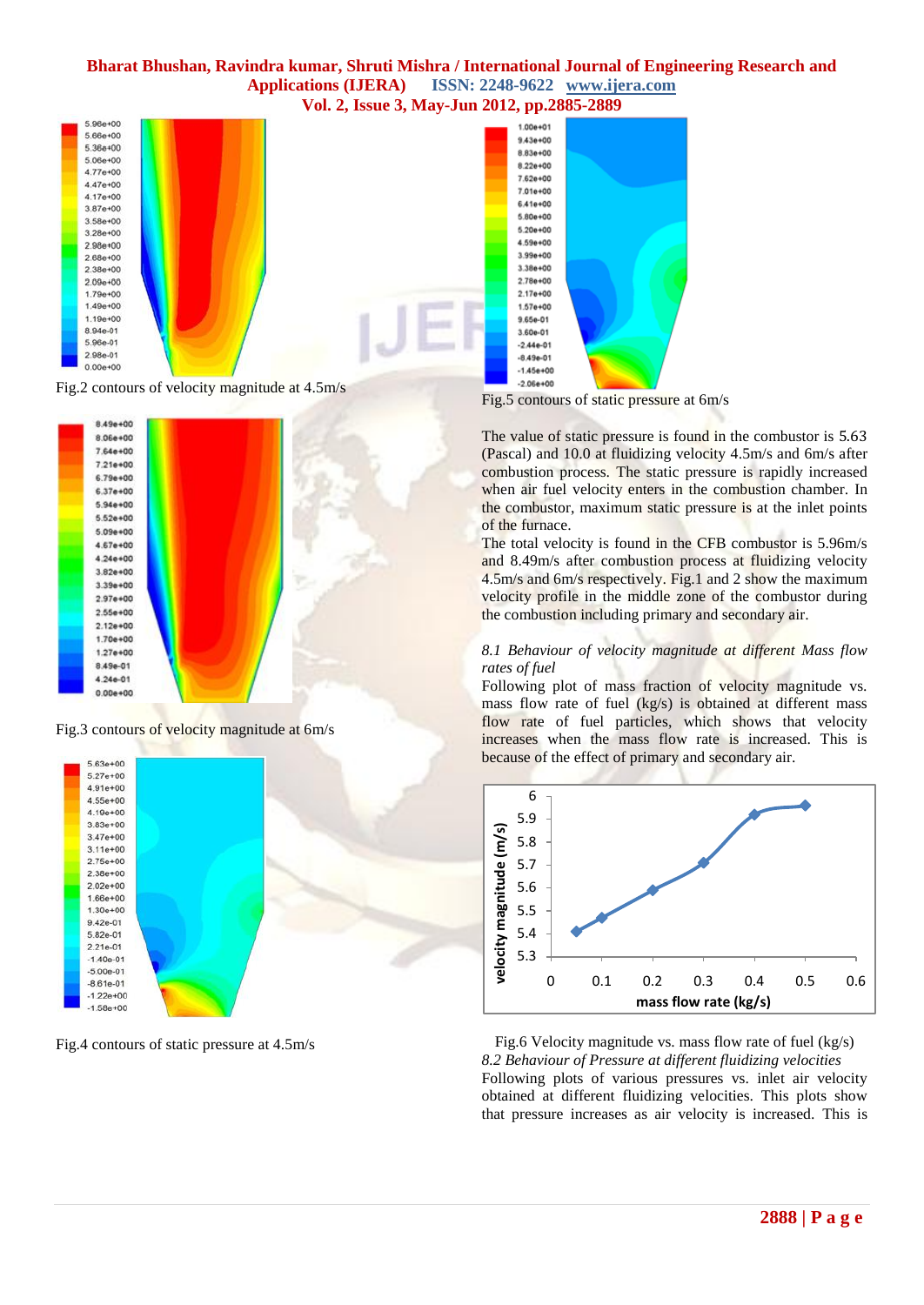Fig.2 contours of velocity magnitude at 4.5m/s

Fig.3 contours of velocity magnitude at 6m/s

Fig.4 contours of static pressure at 4.5m/s

Fig.5 contours of static pressure at 6m/s

The value of static pressure is found in the combustor is 5.63 (Pascal) and 10.0 at fluidizing velocity 4.5m/s and 6m/s after combustion process. The static pressure is rapidly increased when air fuel velocity enters in the combustion chamber. In the combustor, maximum static pressure is at the inlet points of the furnace.

The total velocity is found in the CFB combustor is 5.96m/s and 8.49m/s after combustion process at fluidizing velocity 4.5m/s and 6m/s respectively. Fig.1 and 2 show the maximum velocity profile in the middle zone of the combustor during the combustion including primary and secondary air.

*8.1 Behaviour of velocity magnitude at different Mass flow rates of fuel*

Following plot of mass fraction of velocity magnitude vs. mass flow rate of fuel (kg/s) is obtained at different mass flow rate of fuel particles, which shows that velocity increases when the mass flow rate is increased. This is because of the effect of primary and secondary air.

Fig.6 Velocity magnitude vs. mass flow rate of fuel (kg/s)

*8.2 Behaviour of Pressure at different fluidizing velocities*

Following plots of various pressures vs. inlet air velocity obtained at different fluidizing velocities. This plots show that pressure increases as air velocity is increased. This is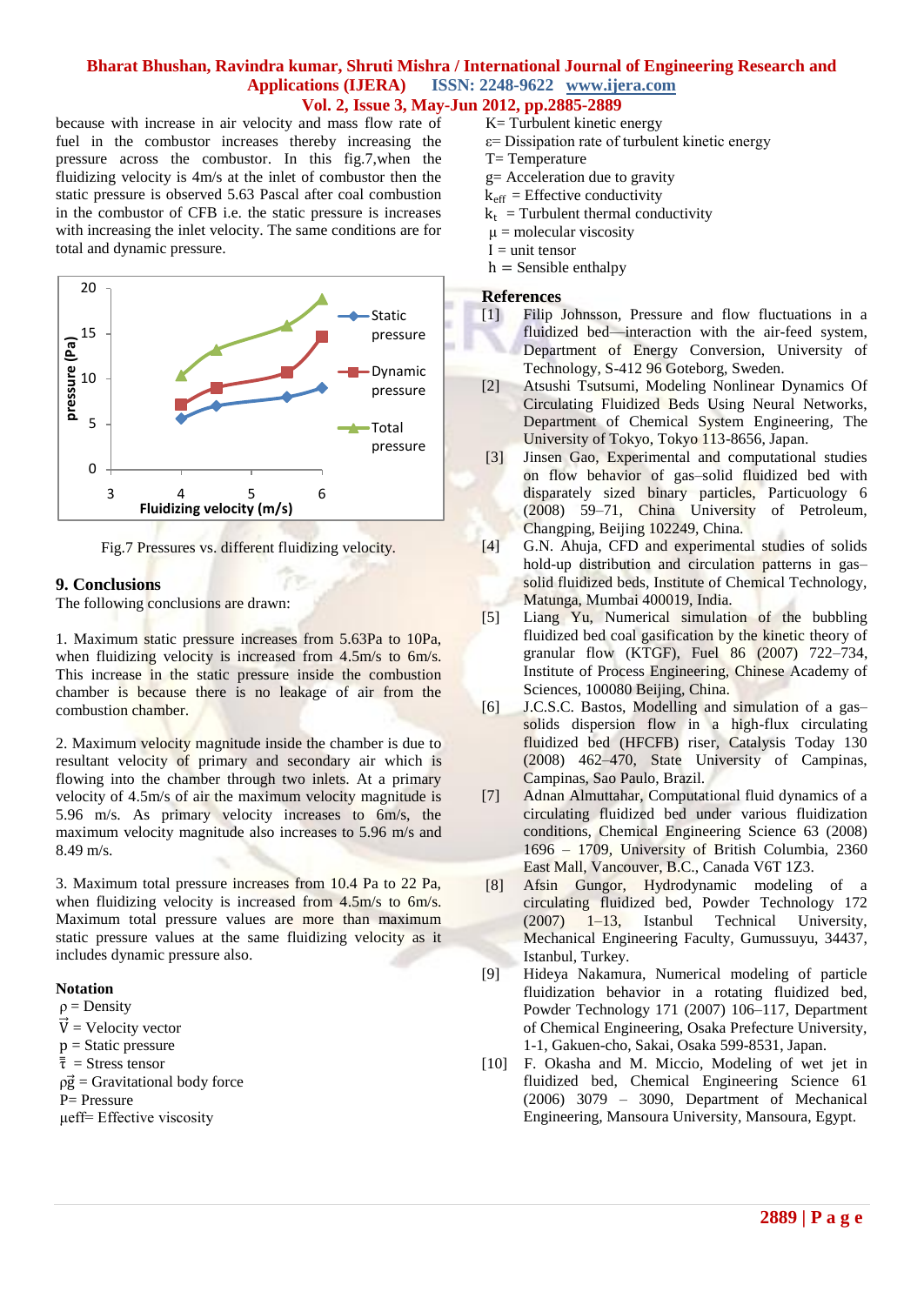because with increase in air velocity and mass flow rate of fuel in the combustor increases thereby increasing the pressure across the combustor. In this fig.7,when the fluidizing velocity is 4m/s at the inlet of combustor then the static pressure is observed 5.63 Pascal after coal combustion in the combustor of CFB i.e. the static pressure is increases with increasing the inlet velocity. The same conditions are for total and dynamic pressure.

pressure (Pa)
20
15
10
5
0
3
4
5
6
Fluidizing velocity (m/s)
Static pressure
Dynamic pressure
Total pressure

Fig.7 Pressures vs. different fluidizing velocity.

## 9. Conclusions

The following conclusions are drawn:

1. Maximum static pressure increases from 5.63Pa to 10Pa, when fluidizing velocity is increased from 4.5m/s to 6m/s. This increase in the static pressure inside the combustion chamber is because there is no leakage of air from the combustion chamber.

2. Maximum velocity magnitude inside the chamber is due to resultant velocity of primary and secondary air which is flowing into the chamber through two inlets. At a primary velocity of 4.5m/s of air the maximum velocity magnitude is 5.96 m/s. As primary velocity increases to 6m/s, the maximum velocity magnitude also increases to 5.96 m/s and 8.49 m/s.

3. Maximum total pressure increases from 10.4 Pa to 22 Pa, when fluidizing velocity is increased from 4.5m/s to 6m/s. Maximum total pressure values are more than maximum static pressure values at the same fluidizing velocity as it includes dynamic pressure also.

### Notation

$\rho$ = Density
$\vec{V}$ = Velocity vector
p = Static pressure
$\bar{\bar{\tau}}$ = Stress tensor
$\rho\vec{g}$ = Gravitational body force
P= Pressure
$\mu_{eff}$= Effective viscosity
K= Turbulent kinetic energy
$\varepsilon$= Dissipation rate of turbulent kinetic energy
T= Temperature
g= Acceleration due to gravity
$k_{eff}$ = Effective conductivity
$k_t$ = Turbulent thermal conductivity
$\mu$ = molecular viscosity
I = unit tensor
h = Sensible enthalpy

## References

[1] Filip Johnsson, Pressure and flow fluctuations in a fluidized bed—interaction with the air-feed system, Department of Energy Conversion, University of Technology, S-412 96 Goteborg, Sweden.

[2] Atsushi Tsutsumi, Modeling Nonlinear Dynamics Of Circulating Fluidized Beds Using Neural Networks, Department of Chemical System Engineering, The University of Tokyo, Tokyo 113-8656, Japan.

[3] Jinsen Gao, Experimental and computational studies on flow behavior of gas–solid fluidized bed with disparately sized binary particles, Particuology 6 (2008) 59–71, China University of Petroleum, Changping, Beijing 102249, China.

[4] G.N. Ahuja, CFD and experimental studies of solids hold-up distribution and circulation patterns in gas–solid fluidized beds, Institute of Chemical Technology, Matunga, Mumbai 400019, India.

[5] Liang Yu, Numerical simulation of the bubbling fluidized bed coal gasification by the kinetic theory of granular flow (KTGF), Fuel 86 (2007) 722–734, Institute of Process Engineering, Chinese Academy of Sciences, 100080 Beijing, China.

[6] J.C.S.C. Bastos, Modelling and simulation of a gas–solids dispersion flow in a high-flux circulating fluidized bed (HFCFB) riser, Catalysis Today 130 (2008) 462–470, State University of Campinas, Campinas, Sao Paulo, Brazil.

[7] Adnan Almuttahar, Computational fluid dynamics of a circulating fluidized bed under various fluidization conditions, Chemical Engineering Science 63 (2008) 1696 – 1709, University of British Columbia, 2360 East Mall, Vancouver, B.C., Canada V6T 1Z3.

[8] Afsin Gungor, Hydrodynamic modeling of a circulating fluidized bed, Powder Technology 172 (2007) 1–13, Istanbul Technical University, Mechanical Engineering Faculty, Gumussuyu, 34437, Istanbul, Turkey.

[9] Hideya Nakamura, Numerical modeling of particle fluidization behavior in a rotating fluidized bed, Powder Technology 171 (2007) 106–117, Department of Chemical Engineering, Osaka Prefecture University, 1-1, Gakuen-cho, Sakai, Osaka 599-8531, Japan.

[10] F. Okasha and M. Miccio, Modeling of wet jet in fluidized bed, Chemical Engineering Science 61 (2006) 3079 – 3090, Department of Mechanical Engineering, Mansoura University, Mansoura, Egypt.